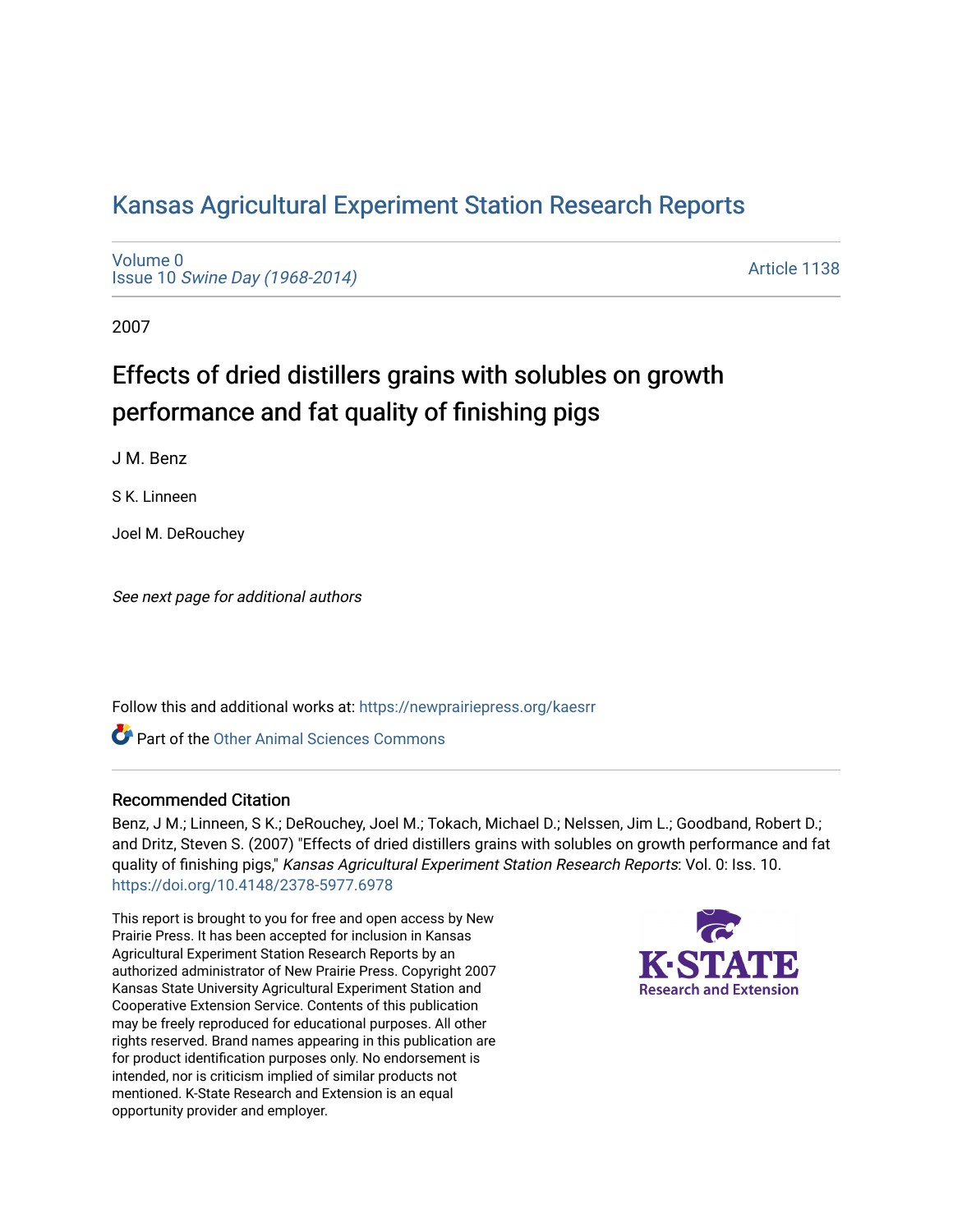# Kansas Agricultural Experiment Station Research Reports

Volume 0
Issue 10 *Swine Day (1968-2014)*

Article 1138

2007

## Effects of dried distillers grains with solubles on growth performance and fat quality of finishing pigs

J M. Benz

S K. Linneen

Joel M. DeRouchey

*See next page for additional authors*

Follow this and additional works at: https://newprairiepress.org/kaesrr

Part of the Other Animal Sciences Commons

### Recommended Citation

Benz, J M.; Linneen, S K.; DeRouchey, Joel M.; Tokach, Michael D.; Nelssen, Jim L.; Goodband, Robert D.; and Dritz, Steven S. (2007) "Effects of dried distillers grains with solubles on growth performance and fat quality of finishing pigs," *Kansas Agricultural Experiment Station Research Reports*: Vol. 0: Iss. 10. https://doi.org/10.4148/2378-5977.6978

This report is brought to you for free and open access by New Prairie Press. It has been accepted for inclusion in Kansas Agricultural Experiment Station Research Reports by an authorized administrator of New Prairie Press. Copyright 2007 Kansas State University Agricultural Experiment Station and Cooperative Extension Service. Contents of this publication may be freely reproduced for educational purposes. All other rights reserved. Brand names appearing in this publication are for product identification purposes only. No endorsement is intended, nor is criticism implied of similar products not mentioned. K-State Research and Extension is an equal opportunity provider and employer.

K-STATE Research and Extension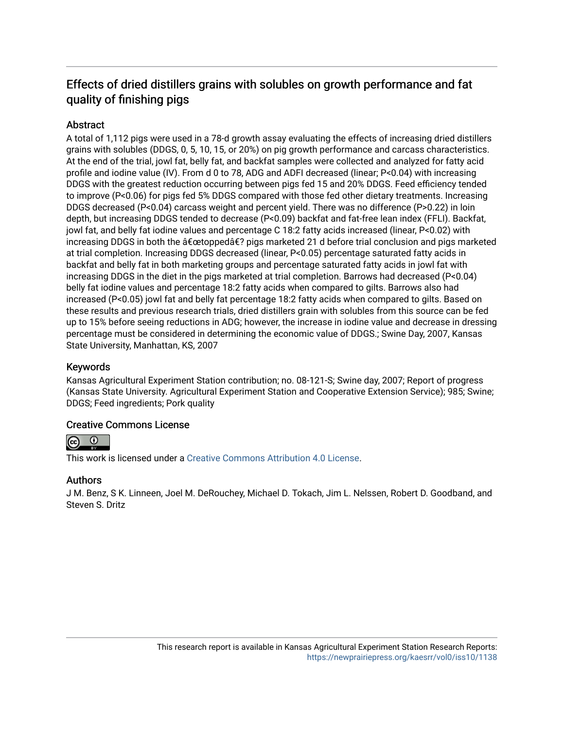## Effects of dried distillers grains with solubles on growth performance and fat quality of finishing pigs

### Abstract

A total of 1,112 pigs were used in a 78-d growth assay evaluating the effects of increasing dried distillers grains with solubles (DDGS, 0, 5, 10, 15, or 20%) on pig growth performance and carcass characteristics. At the end of the trial, jowl fat, belly fat, and backfat samples were collected and analyzed for fatty acid profile and iodine value (IV). From d 0 to 78, ADG and ADFI decreased (linear; P<0.04) with increasing DDGS with the greatest reduction occurring between pigs fed 15 and 20% DDGS. Feed efficiency tended to improve (P<0.06) for pigs fed 5% DDGS compared with those fed other dietary treatments. Increasing DDGS decreased (P<0.04) carcass weight and percent yield. There was no difference (P>0.22) in loin depth, but increasing DDGS tended to decrease (P<0.09) backfat and fat-free lean index (FFLI). Backfat, jowl fat, and belly fat iodine values and percentage C 18:2 fatty acids increased (linear, P<0.02) with increasing DDGS in both the â€œtoppedâ€? pigs marketed 21 d before trial conclusion and pigs marketed at trial completion. Increasing DDGS decreased (linear, P<0.05) percentage saturated fatty acids in backfat and belly fat in both marketing groups and percentage saturated fatty acids in jowl fat with increasing DDGS in the diet in the pigs marketed at trial completion. Barrows had decreased (P<0.04) belly fat iodine values and percentage 18:2 fatty acids when compared to gilts. Barrows also had increased (P<0.05) jowl fat and belly fat percentage 18:2 fatty acids when compared to gilts. Based on these results and previous research trials, dried distillers grain with solubles from this source can be fed up to 15% before seeing reductions in ADG; however, the increase in iodine value and decrease in dressing percentage must be considered in determining the economic value of DDGS.; Swine Day, 2007, Kansas State University, Manhattan, KS, 2007

### Keywords

Kansas Agricultural Experiment Station contribution; no. 08-121-S; Swine day, 2007; Report of progress (Kansas State University. Agricultural Experiment Station and Cooperative Extension Service); 985; Swine; DDGS; Feed ingredients; Pork quality

### Creative Commons License

This work is licensed under a Creative Commons Attribution 4.0 License.

### Authors

J M. Benz, S K. Linneen, Joel M. DeRouchey, Michael D. Tokach, Jim L. Nelssen, Robert D. Goodband, and Steven S. Dritz

This research report is available in Kansas Agricultural Experiment Station Research Reports: https://newprairiepress.org/kaesrr/vol0/iss10/1138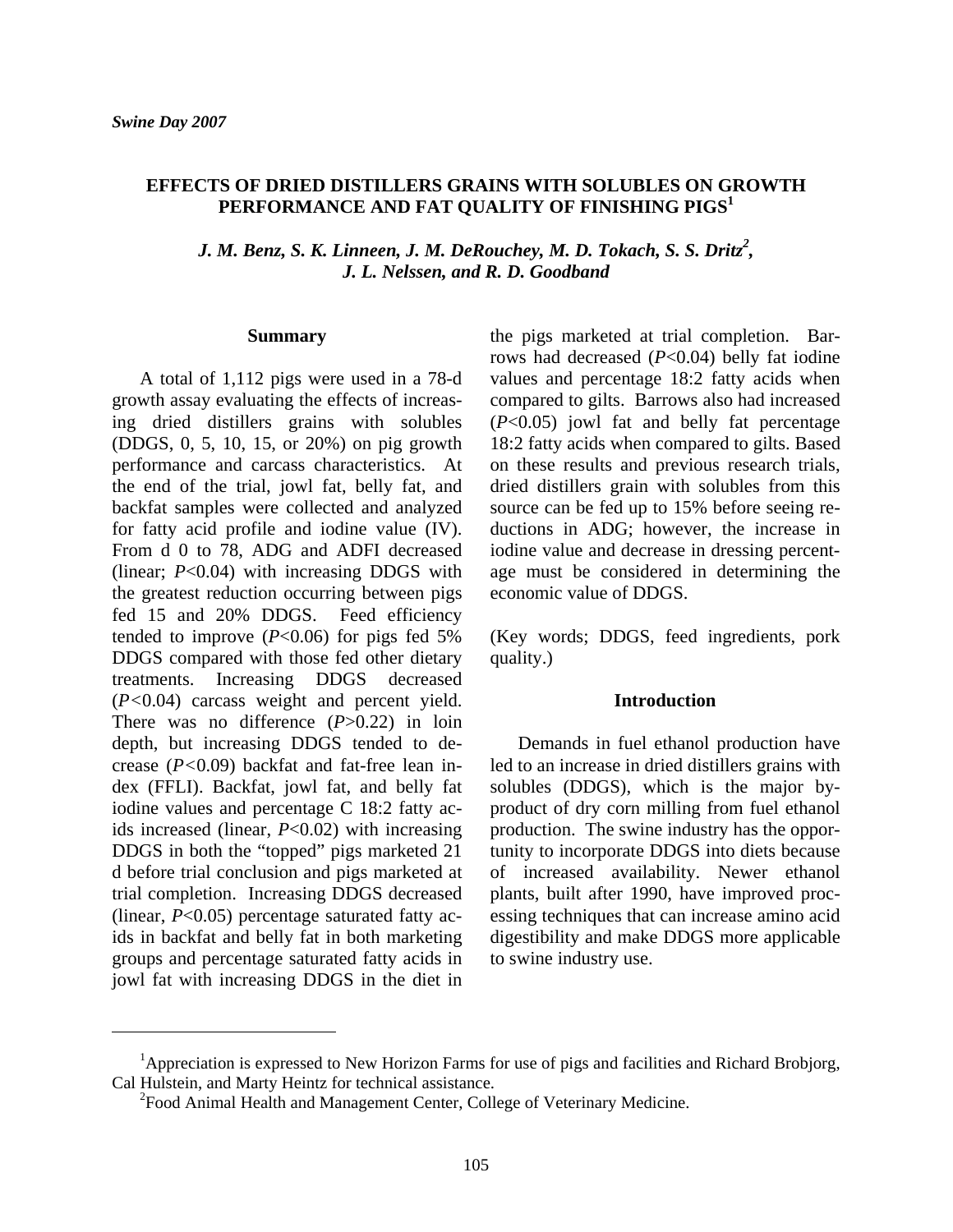# EFFECTS OF DRIED DISTILLERS GRAINS WITH SOLUBLES ON GROWTH PERFORMANCE AND FAT QUALITY OF FINISHING PIGS[1]

***J. M. Benz, S. K. Linneen, J. M. DeRouchey, M. D. Tokach, S. S. Dritz[2], J. L. Nelssen, and R. D. Goodband***

## Summary

A total of 1,112 pigs were used in a 78-d growth assay evaluating the effects of increasing dried distillers grains with solubles (DDGS, 0, 5, 10, 15, or 20%) on pig growth performance and carcass characteristics. At the end of the trial, jowl fat, belly fat, and backfat samples were collected and analyzed for fatty acid profile and iodine value (IV). From d 0 to 78, ADG and ADFI decreased (linear; $P<0.04$) with increasing DDGS with the greatest reduction occurring between pigs fed 15 and 20% DDGS. Feed efficiency tended to improve ($P<0.06$) for pigs fed 5% DDGS compared with those fed other dietary treatments. Increasing DDGS decreased ($P<0.04$) carcass weight and percent yield. There was no difference ($P>0.22$) in loin depth, but increasing DDGS tended to decrease ($P<0.09$) backfat and fat-free lean index (FFLI). Backfat, jowl fat, and belly fat iodine values and percentage C 18:2 fatty acids increased (linear, $P<0.02$) with increasing DDGS in both the "topped" pigs marketed 21 d before trial conclusion and pigs marketed at trial completion. Increasing DDGS decreased (linear, $P<0.05$) percentage saturated fatty acids in backfat and belly fat in both marketing groups and percentage saturated fatty acids in jowl fat with increasing DDGS in the diet in the pigs marketed at trial completion. Barrows had decreased ($P<0.04$) belly fat iodine values and percentage 18:2 fatty acids when compared to gilts. Barrows also had increased ($P<0.05$) jowl fat and belly fat percentage 18:2 fatty acids when compared to gilts. Based on these results and previous research trials, dried distillers grain with solubles from this source can be fed up to 15% before seeing reductions in ADG; however, the increase in iodine value and decrease in dressing percentage must be considered in determining the economic value of DDGS.

(Key words; DDGS, feed ingredients, pork quality.)

## Introduction

Demands in fuel ethanol production have led to an increase in dried distillers grains with solubles (DDGS), which is the major by-product of dry corn milling from fuel ethanol production. The swine industry has the opportunity to incorporate DDGS into diets because of increased availability. Newer ethanol plants, built after 1990, have improved processing techniques that can increase amino acid digestibility and make DDGS more applicable to swine industry use.

[1]Appreciation is expressed to New Horizon Farms for use of pigs and facilities and Richard Brobjorg, Cal Hulstein, and Marty Heintz for technical assistance.

[2]Food Animal Health and Management Center, College of Veterinary Medicine.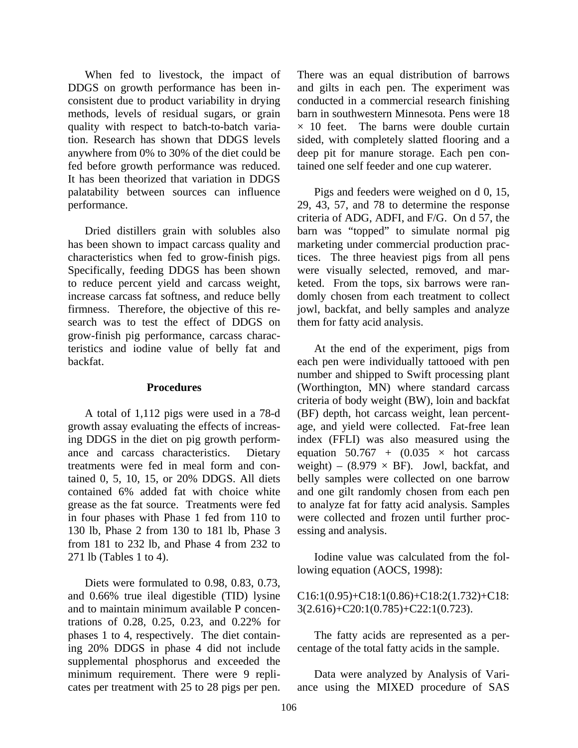When fed to livestock, the impact of DDGS on growth performance has been inconsistent due to product variability in drying methods, levels of residual sugars, or grain quality with respect to batch-to-batch variation. Research has shown that DDGS levels anywhere from 0% to 30% of the diet could be fed before growth performance was reduced. It has been theorized that variation in DDGS palatability between sources can influence performance.

Dried distillers grain with solubles also has been shown to impact carcass quality and characteristics when fed to grow-finish pigs. Specifically, feeding DDGS has been shown to reduce percent yield and carcass weight, increase carcass fat softness, and reduce belly firmness. Therefore, the objective of this research was to test the effect of DDGS on grow-finish pig performance, carcass characteristics and iodine value of belly fat and backfat.

## Procedures

A total of 1,112 pigs were used in a 78-d growth assay evaluating the effects of increasing DDGS in the diet on pig growth performance and carcass characteristics. Dietary treatments were fed in meal form and contained 0, 5, 10, 15, or 20% DDGS. All diets contained 6% added fat with choice white grease as the fat source. Treatments were fed in four phases with Phase 1 fed from 110 to 130 lb, Phase 2 from 130 to 181 lb, Phase 3 from 181 to 232 lb, and Phase 4 from 232 to 271 lb (Tables 1 to 4).

Diets were formulated to 0.98, 0.83, 0.73, and 0.66% true ileal digestible (TID) lysine and to maintain minimum available P concentrations of 0.28, 0.25, 0.23, and 0.22% for phases 1 to 4, respectively. The diet containing 20% DDGS in phase 4 did not include supplemental phosphorus and exceeded the minimum requirement. There were 9 replicates per treatment with 25 to 28 pigs per pen. There was an equal distribution of barrows and gilts in each pen. The experiment was conducted in a commercial research finishing barn in southwestern Minnesota. Pens were 18 $\times$ 10 feet. The barns were double curtain sided, with completely slatted flooring and a deep pit for manure storage. Each pen contained one self feeder and one cup waterer.

Pigs and feeders were weighed on d 0, 15, 29, 43, 57, and 78 to determine the response criteria of ADG, ADFI, and F/G. On d 57, the barn was "topped" to simulate normal pig marketing under commercial production practices. The three heaviest pigs from all pens were visually selected, removed, and marketed. From the tops, six barrows were randomly chosen from each treatment to collect jowl, backfat, and belly samples and analyze them for fatty acid analysis.

At the end of the experiment, pigs from each pen were individually tattooed with pen number and shipped to Swift processing plant (Worthington, MN) where standard carcass criteria of body weight (BW), loin and backfat (BF) depth, hot carcass weight, lean percentage, and yield were collected. Fat-free lean index (FFLI) was also measured using the equation $50.767 + (0.035 \times \text{hot carcass weight}) - (8.979 \times \text{BF})$. Jowl, backfat, and belly samples were collected on one barrow and one gilt randomly chosen from each pen to analyze fat for fatty acid analysis. Samples were collected and frozen until further processing and analysis.

Iodine value was calculated from the following equation (AOCS, 1998):

$$C16{:}1(0.95)+C18{:}1(0.86)+C18{:}2(1.732)+C18{:}3(2.616)+C20{:}1(0.785)+C22{:}1(0.723).$$

The fatty acids are represented as a percentage of the total fatty acids in the sample.

Data were analyzed by Analysis of Variance using the MIXED procedure of SAS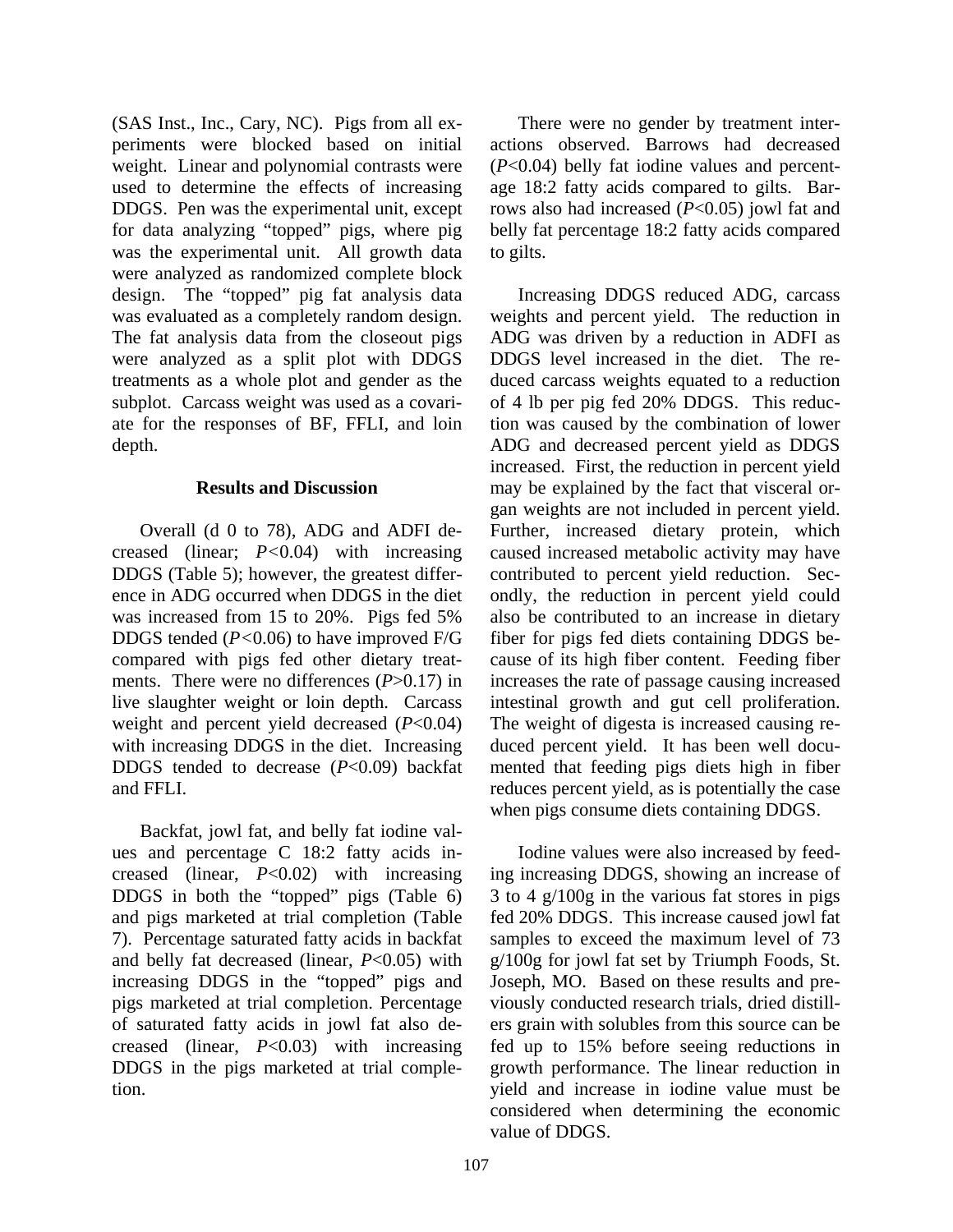(SAS Inst., Inc., Cary, NC). Pigs from all experiments were blocked based on initial weight. Linear and polynomial contrasts were used to determine the effects of increasing DDGS. Pen was the experimental unit, except for data analyzing "topped" pigs, where pig was the experimental unit. All growth data were analyzed as randomized complete block design. The "topped" pig fat analysis data was evaluated as a completely random design. The fat analysis data from the closeout pigs were analyzed as a split plot with DDGS treatments as a whole plot and gender as the subplot. Carcass weight was used as a covariate for the responses of BF, FFLI, and loin depth.

## Results and Discussion

Overall (d 0 to 78), ADG and ADFI decreased (linear; $P<0.04$) with increasing DDGS (Table 5); however, the greatest difference in ADG occurred when DDGS in the diet was increased from 15 to 20%. Pigs fed 5% DDGS tended ($P<0.06$) to have improved F/G compared with pigs fed other dietary treatments. There were no differences ($P>0.17$) in live slaughter weight or loin depth. Carcass weight and percent yield decreased ($P<0.04$) with increasing DDGS in the diet. Increasing DDGS tended to decrease ($P<0.09$) backfat and FFLI.

Backfat, jowl fat, and belly fat iodine values and percentage C 18:2 fatty acids increased (linear, $P<0.02$) with increasing DDGS in both the "topped" pigs (Table 6) and pigs marketed at trial completion (Table 7). Percentage saturated fatty acids in backfat and belly fat decreased (linear, $P<0.05$) with increasing DDGS in the "topped" pigs and pigs marketed at trial completion. Percentage of saturated fatty acids in jowl fat also decreased (linear, $P<0.03$) with increasing DDGS in the pigs marketed at trial completion.

There were no gender by treatment interactions observed. Barrows had decreased ($P<0.04$) belly fat iodine values and percentage 18:2 fatty acids compared to gilts. Barrows also had increased ($P<0.05$) jowl fat and belly fat percentage 18:2 fatty acids compared to gilts.

Increasing DDGS reduced ADG, carcass weights and percent yield. The reduction in ADG was driven by a reduction in ADFI as DDGS level increased in the diet. The reduced carcass weights equated to a reduction of 4 lb per pig fed 20% DDGS. This reduction was caused by the combination of lower ADG and decreased percent yield as DDGS increased. First, the reduction in percent yield may be explained by the fact that visceral organ weights are not included in percent yield. Further, increased dietary protein, which caused increased metabolic activity may have contributed to percent yield reduction. Secondly, the reduction in percent yield could also be contributed to an increase in dietary fiber for pigs fed diets containing DDGS because of its high fiber content. Feeding fiber increases the rate of passage causing increased intestinal growth and gut cell proliferation. The weight of digesta is increased causing reduced percent yield. It has been well documented that feeding pigs diets high in fiber reduces percent yield, as is potentially the case when pigs consume diets containing DDGS.

Iodine values were also increased by feeding increasing DDGS, showing an increase of 3 to 4 g/100g in the various fat stores in pigs fed 20% DDGS. This increase caused jowl fat samples to exceed the maximum level of 73 g/100g for jowl fat set by Triumph Foods, St. Joseph, MO. Based on these results and previously conducted research trials, dried distillers grain with solubles from this source can be fed up to 15% before seeing reductions in growth performance. The linear reduction in yield and increase in iodine value must be considered when determining the economic value of DDGS.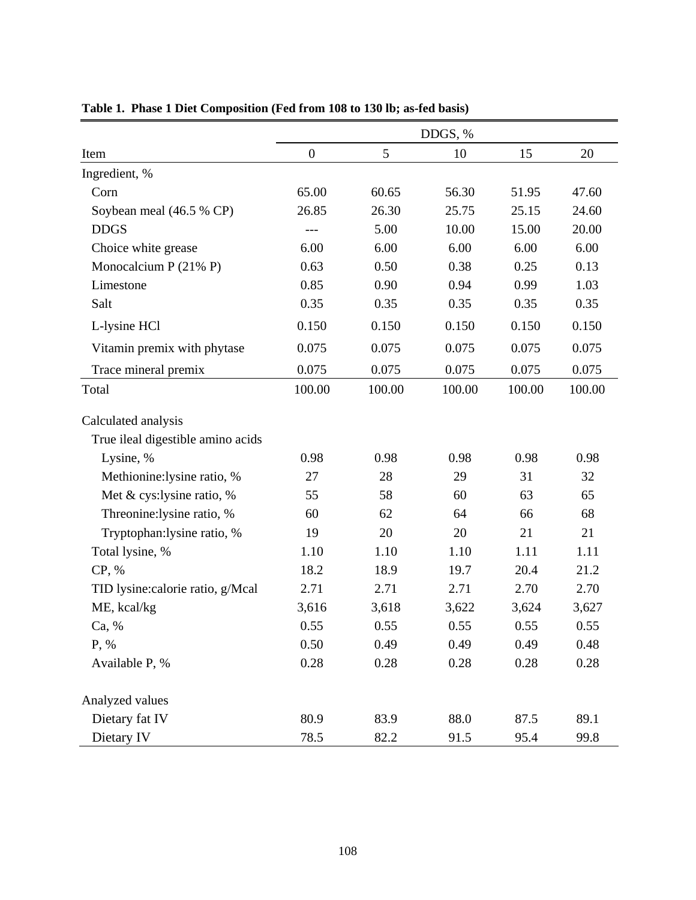**Table 1. Phase 1 Diet Composition (Fed from 108 to 130 lb; as-fed basis)**

| | DDGS, % | | | | |
|---|---|---|---|---|---|
| Item | 0 | 5 | 10 | 15 | 20 |
| Ingredient, % | | | | | |
| Corn | 65.00 | 60.65 | 56.30 | 51.95 | 47.60 |
| Soybean meal (46.5 % CP) | 26.85 | 26.30 | 25.75 | 25.15 | 24.60 |
| DDGS | --- | 5.00 | 10.00 | 15.00 | 20.00 |
| Choice white grease | 6.00 | 6.00 | 6.00 | 6.00 | 6.00 |
| Monocalcium P (21% P) | 0.63 | 0.50 | 0.38 | 0.25 | 0.13 |
| Limestone | 0.85 | 0.90 | 0.94 | 0.99 | 1.03 |
| Salt | 0.35 | 0.35 | 0.35 | 0.35 | 0.35 |
| L-lysine HCl | 0.150 | 0.150 | 0.150 | 0.150 | 0.150 |
| Vitamin premix with phytase | 0.075 | 0.075 | 0.075 | 0.075 | 0.075 |
| Trace mineral premix | 0.075 | 0.075 | 0.075 | 0.075 | 0.075 |
| Total | 100.00 | 100.00 | 100.00 | 100.00 | 100.00 |
| | | | | | |
| Calculated analysis | | | | | |
| True ileal digestible amino acids | | | | | |
| Lysine, % | 0.98 | 0.98 | 0.98 | 0.98 | 0.98 |
| Methionine:lysine ratio, % | 27 | 28 | 29 | 31 | 32 |
| Met & cys:lysine ratio, % | 55 | 58 | 60 | 63 | 65 |
| Threonine:lysine ratio, % | 60 | 62 | 64 | 66 | 68 |
| Tryptophan:lysine ratio, % | 19 | 20 | 20 | 21 | 21 |
| Total lysine, % | 1.10 | 1.10 | 1.10 | 1.11 | 1.11 |
| CP, % | 18.2 | 18.9 | 19.7 | 20.4 | 21.2 |
| TID lysine:calorie ratio, g/Mcal | 2.71 | 2.71 | 2.71 | 2.70 | 2.70 |
| ME, kcal/kg | 3,616 | 3,618 | 3,622 | 3,624 | 3,627 |
| Ca, % | 0.55 | 0.55 | 0.55 | 0.55 | 0.55 |
| P, % | 0.50 | 0.49 | 0.49 | 0.49 | 0.48 |
| Available P, % | 0.28 | 0.28 | 0.28 | 0.28 | 0.28 |
| | | | | | |
| Analyzed values | | | | | |
| Dietary fat IV | 80.9 | 83.9 | 88.0 | 87.5 | 89.1 |
| Dietary IV | 78.5 | 82.2 | 91.5 | 95.4 | 99.8 |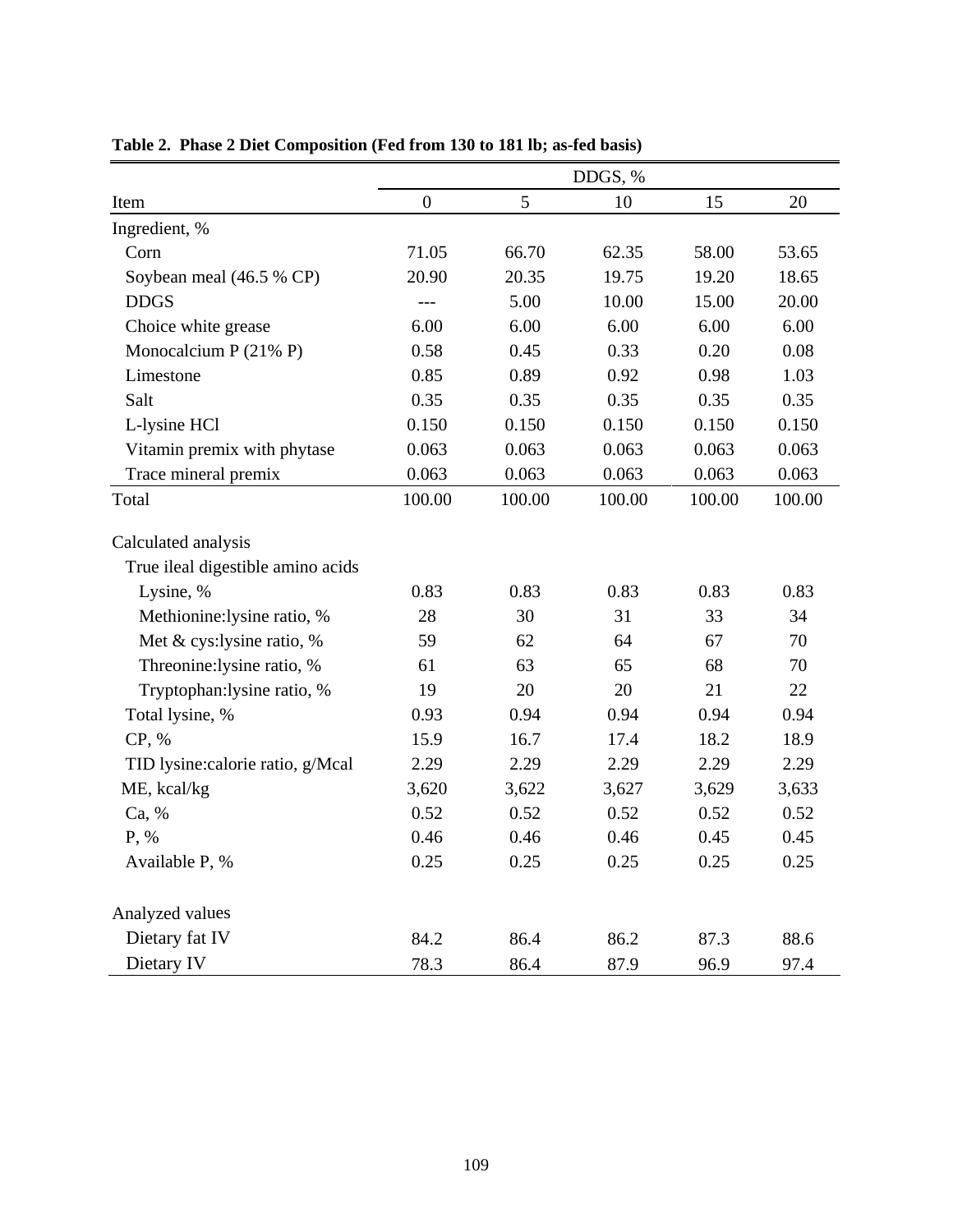**Table 2. Phase 2 Diet Composition (Fed from 130 to 181 lb; as-fed basis)**

| | DDGS, % | | | | |
|---|---|---|---|---|---|
| Item | 0 | 5 | 10 | 15 | 20 |
| Ingredient, % | | | | | |
| Corn | 71.05 | 66.70 | 62.35 | 58.00 | 53.65 |
| Soybean meal (46.5 % CP) | 20.90 | 20.35 | 19.75 | 19.20 | 18.65 |
| DDGS | --- | 5.00 | 10.00 | 15.00 | 20.00 |
| Choice white grease | 6.00 | 6.00 | 6.00 | 6.00 | 6.00 |
| Monocalcium P (21% P) | 0.58 | 0.45 | 0.33 | 0.20 | 0.08 |
| Limestone | 0.85 | 0.89 | 0.92 | 0.98 | 1.03 |
| Salt | 0.35 | 0.35 | 0.35 | 0.35 | 0.35 |
| L-lysine HCl | 0.150 | 0.150 | 0.150 | 0.150 | 0.150 |
| Vitamin premix with phytase | 0.063 | 0.063 | 0.063 | 0.063 | 0.063 |
| Trace mineral premix | 0.063 | 0.063 | 0.063 | 0.063 | 0.063 |
| Total | 100.00 | 100.00 | 100.00 | 100.00 | 100.00 |
| | | | | | |
| Calculated analysis | | | | | |
| True ileal digestible amino acids | | | | | |
| Lysine, % | 0.83 | 0.83 | 0.83 | 0.83 | 0.83 |
| Methionine:lysine ratio, % | 28 | 30 | 31 | 33 | 34 |
| Met & cys:lysine ratio, % | 59 | 62 | 64 | 67 | 70 |
| Threonine:lysine ratio, % | 61 | 63 | 65 | 68 | 70 |
| Tryptophan:lysine ratio, % | 19 | 20 | 20 | 21 | 22 |
| Total lysine, % | 0.93 | 0.94 | 0.94 | 0.94 | 0.94 |
| CP, % | 15.9 | 16.7 | 17.4 | 18.2 | 18.9 |
| TID lysine:calorie ratio, g/Mcal | 2.29 | 2.29 | 2.29 | 2.29 | 2.29 |
| ME, kcal/kg | 3,620 | 3,622 | 3,627 | 3,629 | 3,633 |
| Ca, % | 0.52 | 0.52 | 0.52 | 0.52 | 0.52 |
| P, % | 0.46 | 0.46 | 0.46 | 0.45 | 0.45 |
| Available P, % | 0.25 | 0.25 | 0.25 | 0.25 | 0.25 |
| | | | | | |
| Analyzed values | | | | | |
| Dietary fat IV | 84.2 | 86.4 | 86.2 | 87.3 | 88.6 |
| Dietary IV | 78.3 | 86.4 | 87.9 | 96.9 | 97.4 |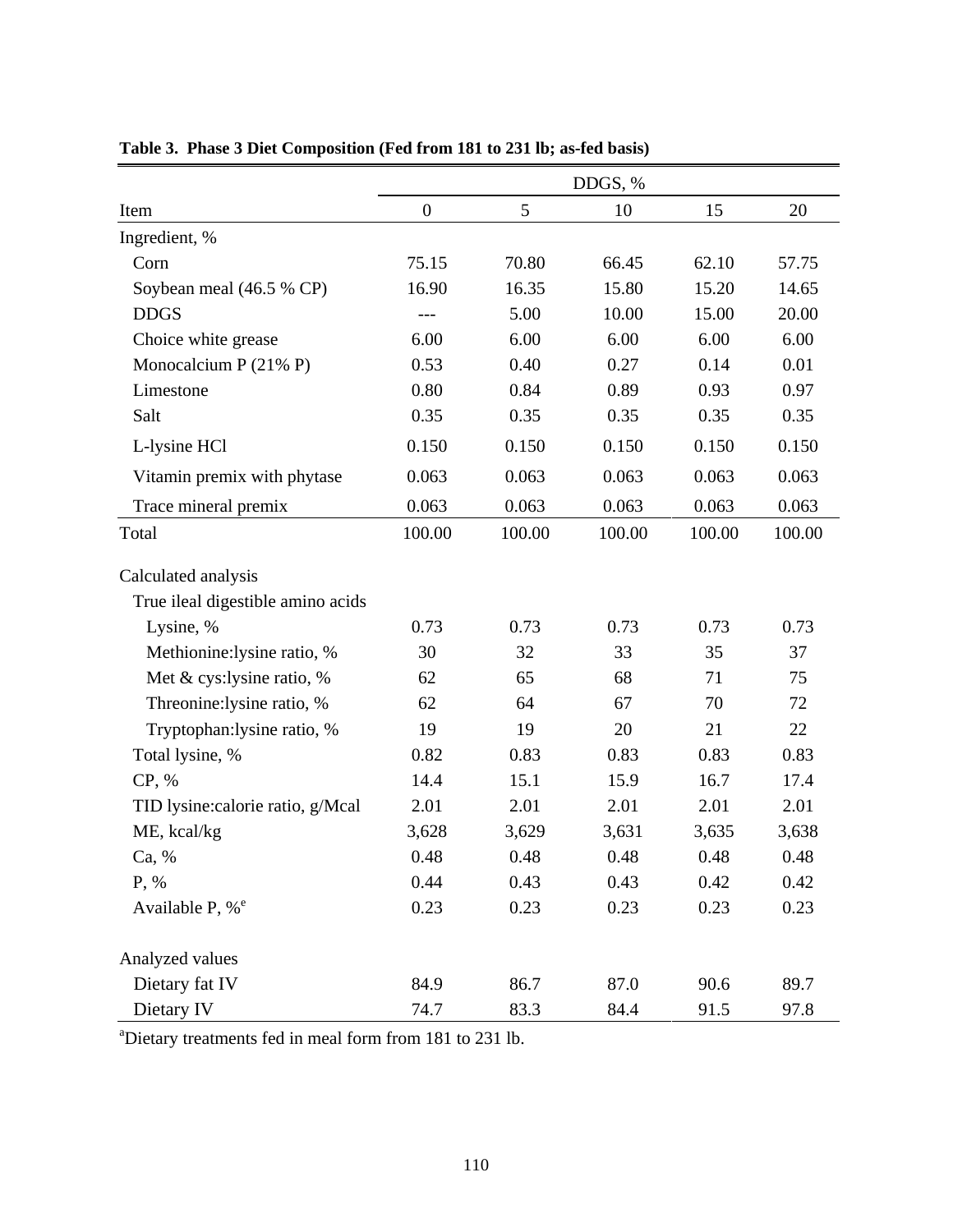**Table 3. Phase 3 Diet Composition (Fed from 181 to 231 lb; as-fed basis)**

| | DDGS, % | | | | |
|---|---|---|---|---|---|
| Item | 0 | 5 | 10 | 15 | 20 |
| Ingredient, % | | | | | |
| Corn | 75.15 | 70.80 | 66.45 | 62.10 | 57.75 |
| Soybean meal (46.5 % CP) | 16.90 | 16.35 | 15.80 | 15.20 | 14.65 |
| DDGS | --- | 5.00 | 10.00 | 15.00 | 20.00 |
| Choice white grease | 6.00 | 6.00 | 6.00 | 6.00 | 6.00 |
| Monocalcium P (21% P) | 0.53 | 0.40 | 0.27 | 0.14 | 0.01 |
| Limestone | 0.80 | 0.84 | 0.89 | 0.93 | 0.97 |
| Salt | 0.35 | 0.35 | 0.35 | 0.35 | 0.35 |
| L-lysine HCl | 0.150 | 0.150 | 0.150 | 0.150 | 0.150 |
| Vitamin premix with phytase | 0.063 | 0.063 | 0.063 | 0.063 | 0.063 |
| Trace mineral premix | 0.063 | 0.063 | 0.063 | 0.063 | 0.063 |
| Total | 100.00 | 100.00 | 100.00 | 100.00 | 100.00 |
| Calculated analysis | | | | | |
| True ileal digestible amino acids | | | | | |
| Lysine, % | 0.73 | 0.73 | 0.73 | 0.73 | 0.73 |
| Methionine:lysine ratio, % | 30 | 32 | 33 | 35 | 37 |
| Met & cys:lysine ratio, % | 62 | 65 | 68 | 71 | 75 |
| Threonine:lysine ratio, % | 62 | 64 | 67 | 70 | 72 |
| Tryptophan:lysine ratio, % | 19 | 19 | 20 | 21 | 22 |
| Total lysine, % | 0.82 | 0.83 | 0.83 | 0.83 | 0.83 |
| CP, % | 14.4 | 15.1 | 15.9 | 16.7 | 17.4 |
| TID lysine:calorie ratio, g/Mcal | 2.01 | 2.01 | 2.01 | 2.01 | 2.01 |
| ME, kcal/kg | 3,628 | 3,629 | 3,631 | 3,635 | 3,638 |
| Ca, % | 0.48 | 0.48 | 0.48 | 0.48 | 0.48 |
| P, % | 0.44 | 0.43 | 0.43 | 0.42 | 0.42 |
| Available P, %[e] | 0.23 | 0.23 | 0.23 | 0.23 | 0.23 |
| Analyzed values | | | | | |
| Dietary fat IV | 84.9 | 86.7 | 87.0 | 90.6 | 89.7 |
| Dietary IV | 74.7 | 83.3 | 84.4 | 91.5 | 97.8 |

[a]Dietary treatments fed in meal form from 181 to 231 lb.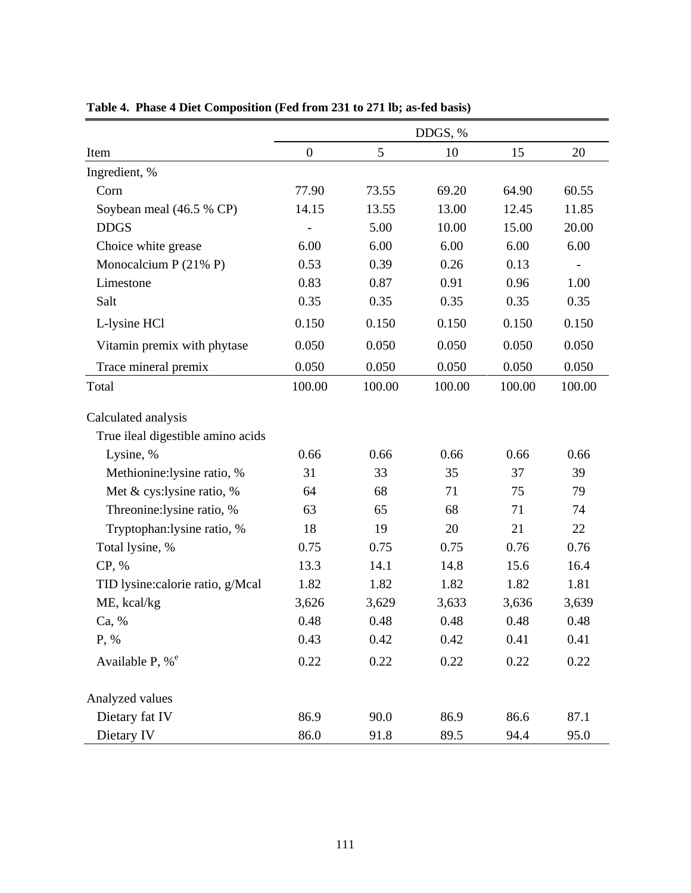**Table 4. Phase 4 Diet Composition (Fed from 231 to 271 lb; as-fed basis)**

| | DDGS, % | | | | |
|---|---|---|---|---|---|
| Item | 0 | 5 | 10 | 15 | 20 |
| Ingredient, % | | | | | |
| Corn | 77.90 | 73.55 | 69.20 | 64.90 | 60.55 |
| Soybean meal (46.5 % CP) | 14.15 | 13.55 | 13.00 | 12.45 | 11.85 |
| DDGS | - | 5.00 | 10.00 | 15.00 | 20.00 |
| Choice white grease | 6.00 | 6.00 | 6.00 | 6.00 | 6.00 |
| Monocalcium P (21% P) | 0.53 | 0.39 | 0.26 | 0.13 | - |
| Limestone | 0.83 | 0.87 | 0.91 | 0.96 | 1.00 |
| Salt | 0.35 | 0.35 | 0.35 | 0.35 | 0.35 |
| L-lysine HCl | 0.150 | 0.150 | 0.150 | 0.150 | 0.150 |
| Vitamin premix with phytase | 0.050 | 0.050 | 0.050 | 0.050 | 0.050 |
| Trace mineral premix | 0.050 | 0.050 | 0.050 | 0.050 | 0.050 |
| Total | 100.00 | 100.00 | 100.00 | 100.00 | 100.00 |
| Calculated analysis | | | | | |
| True ileal digestible amino acids | | | | | |
| Lysine, % | 0.66 | 0.66 | 0.66 | 0.66 | 0.66 |
| Methionine:lysine ratio, % | 31 | 33 | 35 | 37 | 39 |
| Met & cys:lysine ratio, % | 64 | 68 | 71 | 75 | 79 |
| Threonine:lysine ratio, % | 63 | 65 | 68 | 71 | 74 |
| Tryptophan:lysine ratio, % | 18 | 19 | 20 | 21 | 22 |
| Total lysine, % | 0.75 | 0.75 | 0.75 | 0.76 | 0.76 |
| CP, % | 13.3 | 14.1 | 14.8 | 15.6 | 16.4 |
| TID lysine:calorie ratio, g/Mcal | 1.82 | 1.82 | 1.82 | 1.82 | 1.81 |
| ME, kcal/kg | 3,626 | 3,629 | 3,633 | 3,636 | 3,639 |
| Ca, % | 0.48 | 0.48 | 0.48 | 0.48 | 0.48 |
| P, % | 0.43 | 0.42 | 0.42 | 0.41 | 0.41 |
| Available P, %[e] | 0.22 | 0.22 | 0.22 | 0.22 | 0.22 |
| Analyzed values | | | | | |
| Dietary fat IV | 86.9 | 90.0 | 86.9 | 86.6 | 87.1 |
| Dietary IV | 86.0 | 91.8 | 89.5 | 94.4 | 95.0 |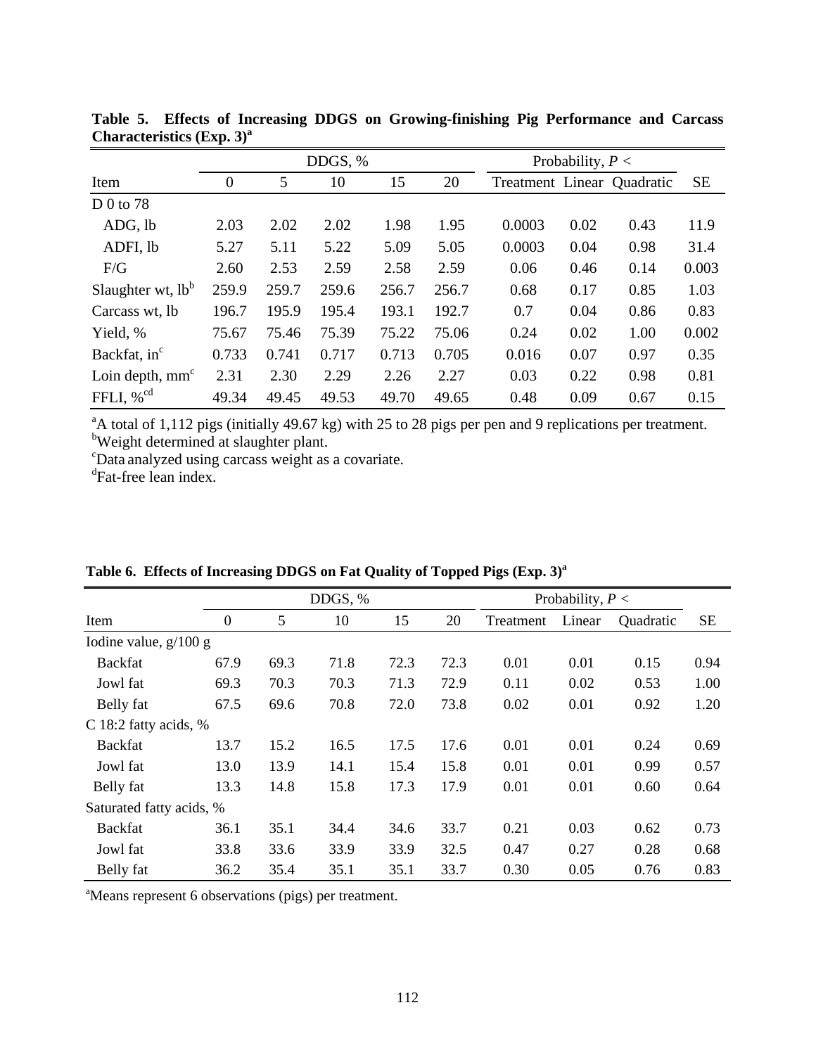**Table 5. Effects of Increasing DDGS on Growing-finishing Pig Performance and Carcass Characteristics (Exp. 3)[a]**

| | DDGS, % | | | | | Probability, $P <$ | | | |
|---|---|---|---|---|---|---|---|---|---|
| Item | 0 | 5 | 10 | 15 | 20 | Treatment | Linear | Quadratic | SE |
| D 0 to 78 | | | | | | | | | |
| ADG, lb | 2.03 | 2.02 | 2.02 | 1.98 | 1.95 | 0.0003 | 0.02 | 0.43 | 11.9 |
| ADFI, lb | 5.27 | 5.11 | 5.22 | 5.09 | 5.05 | 0.0003 | 0.04 | 0.98 | 31.4 |
| F/G | 2.60 | 2.53 | 2.59 | 2.58 | 2.59 | 0.06 | 0.46 | 0.14 | 0.003 |
| Slaughter wt, lb[b] | 259.9 | 259.7 | 259.6 | 256.7 | 256.7 | 0.68 | 0.17 | 0.85 | 1.03 |
| Carcass wt, lb | 196.7 | 195.9 | 195.4 | 193.1 | 192.7 | 0.7 | 0.04 | 0.86 | 0.83 |
| Yield, % | 75.67 | 75.46 | 75.39 | 75.22 | 75.06 | 0.24 | 0.02 | 1.00 | 0.002 |
| Backfat, in[c] | 0.733 | 0.741 | 0.717 | 0.713 | 0.705 | 0.016 | 0.07 | 0.97 | 0.35 |
| Loin depth, mm[c] | 2.31 | 2.30 | 2.29 | 2.26 | 2.27 | 0.03 | 0.22 | 0.98 | 0.81 |
| FFLI, %[cd] | 49.34 | 49.45 | 49.53 | 49.70 | 49.65 | 0.48 | 0.09 | 0.67 | 0.15 |

[a]A total of 1,112 pigs (initially 49.67 kg) with 25 to 28 pigs per pen and 9 replications per treatment.
[b]Weight determined at slaughter plant.
[c]Data analyzed using carcass weight as a covariate.
[d]Fat-free lean index.

**Table 6. Effects of Increasing DDGS on Fat Quality of Topped Pigs (Exp. 3)[a]**

| | DDGS, % | | | | | Probability, $P <$ | | | |
|---|---|---|---|---|---|---|---|---|---|
| Item | 0 | 5 | 10 | 15 | 20 | Treatment | Linear | Quadratic | SE |
| Iodine value, g/100 g | | | | | | | | | |
| Backfat | 67.9 | 69.3 | 71.8 | 72.3 | 72.3 | 0.01 | 0.01 | 0.15 | 0.94 |
| Jowl fat | 69.3 | 70.3 | 70.3 | 71.3 | 72.9 | 0.11 | 0.02 | 0.53 | 1.00 |
| Belly fat | 67.5 | 69.6 | 70.8 | 72.0 | 73.8 | 0.02 | 0.01 | 0.92 | 1.20 |
| C 18:2 fatty acids, % | | | | | | | | | |
| Backfat | 13.7 | 15.2 | 16.5 | 17.5 | 17.6 | 0.01 | 0.01 | 0.24 | 0.69 |
| Jowl fat | 13.0 | 13.9 | 14.1 | 15.4 | 15.8 | 0.01 | 0.01 | 0.99 | 0.57 |
| Belly fat | 13.3 | 14.8 | 15.8 | 17.3 | 17.9 | 0.01 | 0.01 | 0.60 | 0.64 |
| Saturated fatty acids, % | | | | | | | | | |
| Backfat | 36.1 | 35.1 | 34.4 | 34.6 | 33.7 | 0.21 | 0.03 | 0.62 | 0.73 |
| Jowl fat | 33.8 | 33.6 | 33.9 | 33.9 | 32.5 | 0.47 | 0.27 | 0.28 | 0.68 |
| Belly fat | 36.2 | 35.4 | 35.1 | 35.1 | 33.7 | 0.30 | 0.05 | 0.76 | 0.83 |

[a]Means represent 6 observations (pigs) per treatment.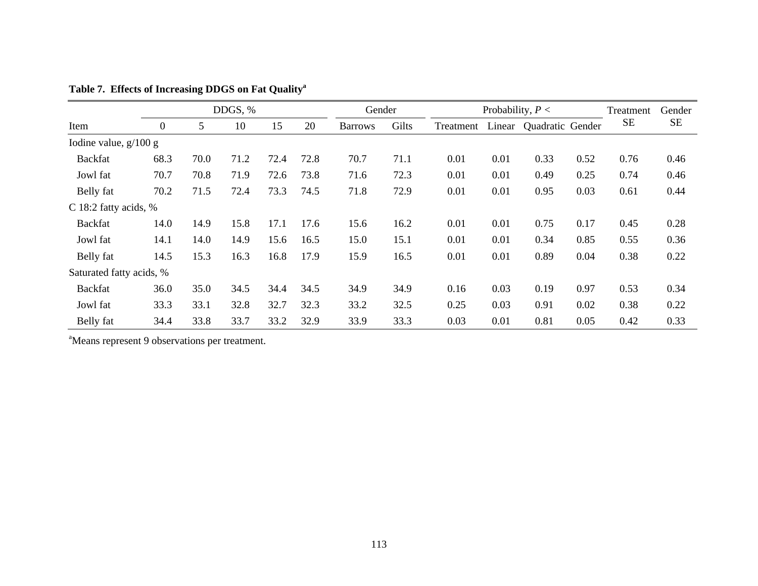**Table 7. Effects of Increasing DDGS on Fat Quality[a]**

| | DDGS, % | | | | | Gender | | Probability, *P* < | | | | Treatment | Gender |
|---|---|---|---|---|---|---|---|---|---|---|---|---|---|
| Item | 0 | 5 | 10 | 15 | 20 | Barrows | Gilts | Treatment | Linear | Quadratic | Gender | SE | SE |
| Iodine value, g/100 g | | | | | | | | | | | | | |
| Backfat | 68.3 | 70.0 | 71.2 | 72.4 | 72.8 | 70.7 | 71.1 | 0.01 | 0.01 | 0.33 | 0.52 | 0.76 | 0.46 |
| Jowl fat | 70.7 | 70.8 | 71.9 | 72.6 | 73.8 | 71.6 | 72.3 | 0.01 | 0.01 | 0.49 | 0.25 | 0.74 | 0.46 |
| Belly fat | 70.2 | 71.5 | 72.4 | 73.3 | 74.5 | 71.8 | 72.9 | 0.01 | 0.01 | 0.95 | 0.03 | 0.61 | 0.44 |
| C 18:2 fatty acids, % | | | | | | | | | | | | | |
| Backfat | 14.0 | 14.9 | 15.8 | 17.1 | 17.6 | 15.6 | 16.2 | 0.01 | 0.01 | 0.75 | 0.17 | 0.45 | 0.28 |
| Jowl fat | 14.1 | 14.0 | 14.9 | 15.6 | 16.5 | 15.0 | 15.1 | 0.01 | 0.01 | 0.34 | 0.85 | 0.55 | 0.36 |
| Belly fat | 14.5 | 15.3 | 16.3 | 16.8 | 17.9 | 15.9 | 16.5 | 0.01 | 0.01 | 0.89 | 0.04 | 0.38 | 0.22 |
| Saturated fatty acids, % | | | | | | | | | | | | | |
| Backfat | 36.0 | 35.0 | 34.5 | 34.4 | 34.5 | 34.9 | 34.9 | 0.16 | 0.03 | 0.19 | 0.97 | 0.53 | 0.34 |
| Jowl fat | 33.3 | 33.1 | 32.8 | 32.7 | 32.3 | 33.2 | 32.5 | 0.25 | 0.03 | 0.91 | 0.02 | 0.38 | 0.22 |
| Belly fat | 34.4 | 33.8 | 33.7 | 33.2 | 32.9 | 33.9 | 33.3 | 0.03 | 0.01 | 0.81 | 0.05 | 0.42 | 0.33 |

[a]Means represent 9 observations per treatment.